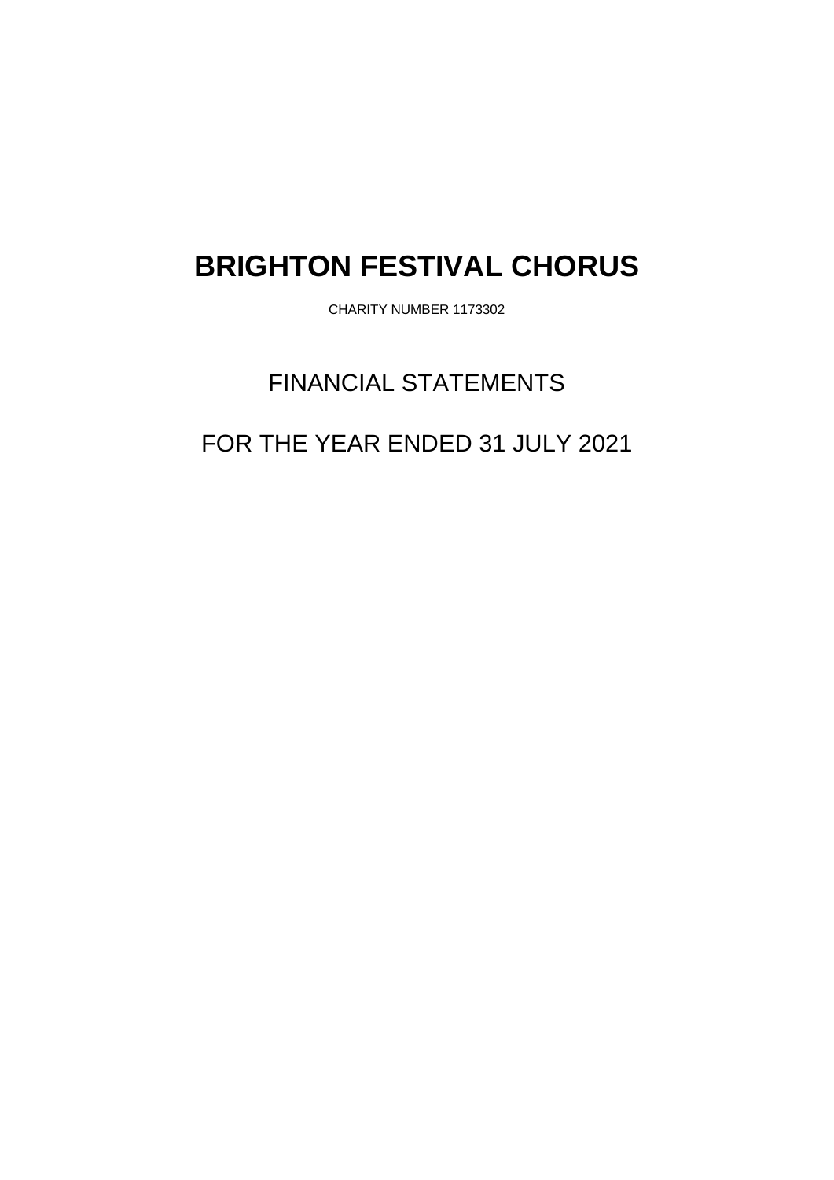# BRIGHTON FESTIVAL CHORUS

CHARITY NUMBER 1173302

## FINANCIAL STATEMENTS

## FOR THE YEAR ENDED 31 JULY 2021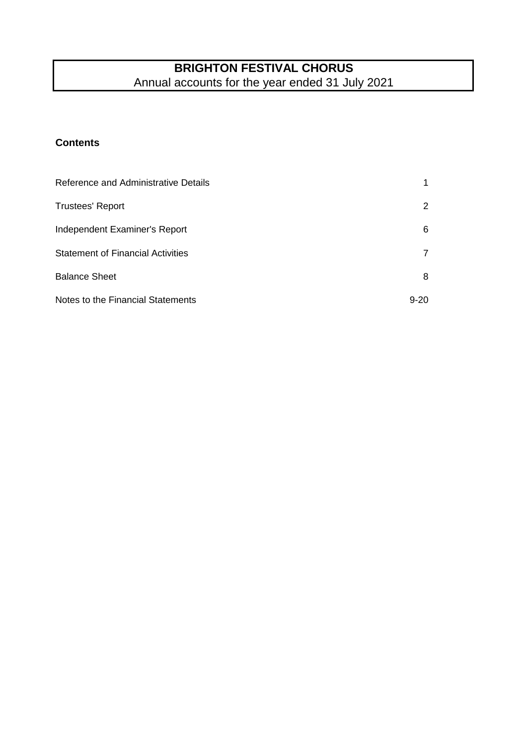# BRIGHTON FESTIVAL CHORUS

Annual accounts for the year ended 31 July 2021

**Contents**

| | |
|---|---|
| Reference and Administrative Details | 1 |
| Trustees' Report | 2 |
| Independent Examiner's Report | 6 |
| Statement of Financial Activities | 7 |
| Balance Sheet | 8 |
| Notes to the Financial Statements | 9-20 |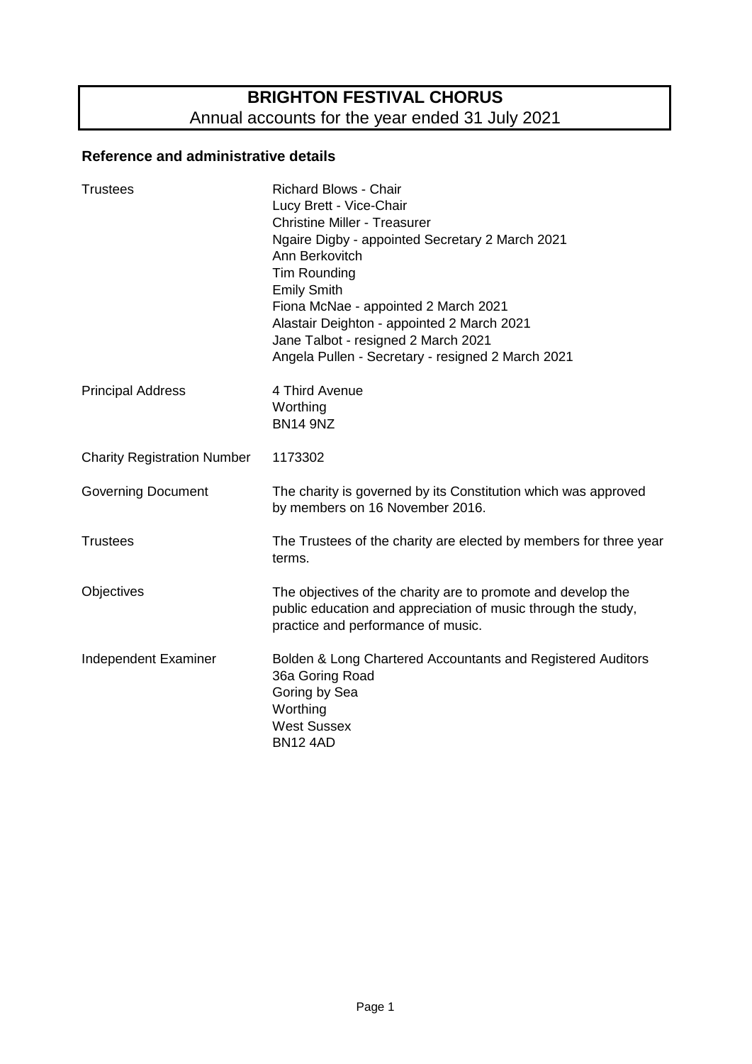# BRIGHTON FESTIVAL CHORUS

Annual accounts for the year ended 31 July 2021

## Reference and administrative details

| | |
|---|---|
| Trustees | Richard Blows - Chair<br>Lucy Brett - Vice-Chair<br>Christine Miller - Treasurer<br>Ngaire Digby - appointed Secretary 2 March 2021<br>Ann Berkovitch<br>Tim Rounding<br>Emily Smith<br>Fiona McNae - appointed 2 March 2021<br>Alastair Deighton - appointed 2 March 2021<br>Jane Talbot - resigned 2 March 2021<br>Angela Pullen - Secretary - resigned 2 March 2021 |
| Principal Address | 4 Third Avenue<br>Worthing<br>BN14 9NZ |
| Charity Registration Number | 1173302 |
| Governing Document | The charity is governed by its Constitution which was approved by members on 16 November 2016. |
| Trustees | The Trustees of the charity are elected by members for three year terms. |
| Objectives | The objectives of the charity are to promote and develop the public education and appreciation of music through the study, practice and performance of music. |
| Independent Examiner | Bolden & Long Chartered Accountants and Registered Auditors<br>36a Goring Road<br>Goring by Sea<br>Worthing<br>West Sussex<br>BN12 4AD |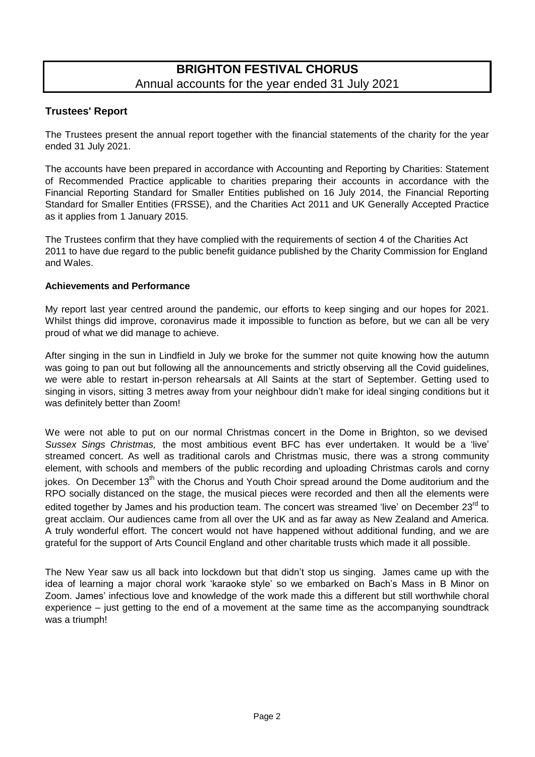# BRIGHTON FESTIVAL CHORUS
Annual accounts for the year ended 31 July 2021

## Trustees' Report

The Trustees present the annual report together with the financial statements of the charity for the year ended 31 July 2021.

The accounts have been prepared in accordance with Accounting and Reporting by Charities: Statement of Recommended Practice applicable to charities preparing their accounts in accordance with the Financial Reporting Standard for Smaller Entities published on 16 July 2014, the Financial Reporting Standard for Smaller Entities (FRSSE), and the Charities Act 2011 and UK Generally Accepted Practice as it applies from 1 January 2015.

The Trustees confirm that they have complied with the requirements of section 4 of the Charities Act 2011 to have due regard to the public benefit guidance published by the Charity Commission for England and Wales.

### Achievements and Performance

My report last year centred around the pandemic, our efforts to keep singing and our hopes for 2021. Whilst things did improve, coronavirus made it impossible to function as before, but we can all be very proud of what we did manage to achieve.

After singing in the sun in Lindfield in July we broke for the summer not quite knowing how the autumn was going to pan out but following all the announcements and strictly observing all the Covid guidelines, we were able to restart in-person rehearsals at All Saints at the start of September. Getting used to singing in visors, sitting 3 metres away from your neighbour didn't make for ideal singing conditions but it was definitely better than Zoom!

We were not able to put on our normal Christmas concert in the Dome in Brighton, so we devised *Sussex Sings Christmas,* the most ambitious event BFC has ever undertaken. It would be a 'live' streamed concert. As well as traditional carols and Christmas music, there was a strong community element, with schools and members of the public recording and uploading Christmas carols and corny jokes. On December 13th with the Chorus and Youth Choir spread around the Dome auditorium and the RPO socially distanced on the stage, the musical pieces were recorded and then all the elements were edited together by James and his production team. The concert was streamed 'live' on December 23rd to great acclaim. Our audiences came from all over the UK and as far away as New Zealand and America. A truly wonderful effort. The concert would not have happened without additional funding, and we are grateful for the support of Arts Council England and other charitable trusts which made it all possible.

The New Year saw us all back into lockdown but that didn't stop us singing. James came up with the idea of learning a major choral work 'karaoke style' so we embarked on Bach's Mass in B Minor on Zoom. James' infectious love and knowledge of the work made this a different but still worthwhile choral experience – just getting to the end of a movement at the same time as the accompanying soundtrack was a triumph!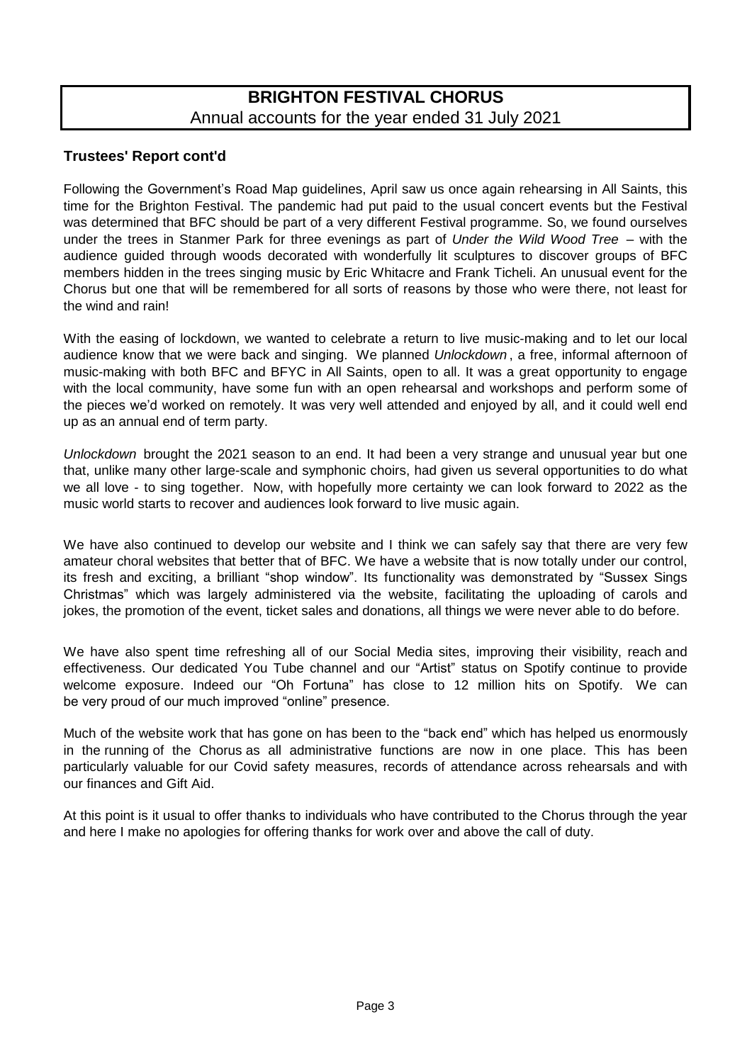## Trustees' Report cont'd

Following the Government's Road Map guidelines, April saw us once again rehearsing in All Saints, this time for the Brighton Festival. The pandemic had put paid to the usual concert events but the Festival was determined that BFC should be part of a very different Festival programme. So, we found ourselves under the trees in Stanmer Park for three evenings as part of *Under the Wild Wood Tree* – with the audience guided through woods decorated with wonderfully lit sculptures to discover groups of BFC members hidden in the trees singing music by Eric Whitacre and Frank Ticheli. An unusual event for the Chorus but one that will be remembered for all sorts of reasons by those who were there, not least for the wind and rain!

With the easing of lockdown, we wanted to celebrate a return to live music-making and to let our local audience know that we were back and singing. We planned *Unlockdown*, a free, informal afternoon of music-making with both BFC and BFYC in All Saints, open to all. It was a great opportunity to engage with the local community, have some fun with an open rehearsal and workshops and perform some of the pieces we'd worked on remotely. It was very well attended and enjoyed by all, and it could well end up as an annual end of term party.

*Unlockdown* brought the 2021 season to an end. It had been a very strange and unusual year but one that, unlike many other large-scale and symphonic choirs, had given us several opportunities to do what we all love - to sing together. Now, with hopefully more certainty we can look forward to 2022 as the music world starts to recover and audiences look forward to live music again.

We have also continued to develop our website and I think we can safely say that there are very few amateur choral websites that better that of BFC. We have a website that is now totally under our control, its fresh and exciting, a brilliant "shop window". Its functionality was demonstrated by "Sussex Sings Christmas" which was largely administered via the website, facilitating the uploading of carols and jokes, the promotion of the event, ticket sales and donations, all things we were never able to do before.

We have also spent time refreshing all of our Social Media sites, improving their visibility, reach and effectiveness. Our dedicated You Tube channel and our "Artist" status on Spotify continue to provide welcome exposure. Indeed our "Oh Fortuna" has close to 12 million hits on Spotify. We can be very proud of our much improved "online" presence.

Much of the website work that has gone on has been to the "back end" which has helped us enormously in the running of the Chorus as all administrative functions are now in one place. This has been particularly valuable for our Covid safety measures, records of attendance across rehearsals and with our finances and Gift Aid.

At this point is it usual to offer thanks to individuals who have contributed to the Chorus through the year and here I make no apologies for offering thanks for work over and above the call of duty.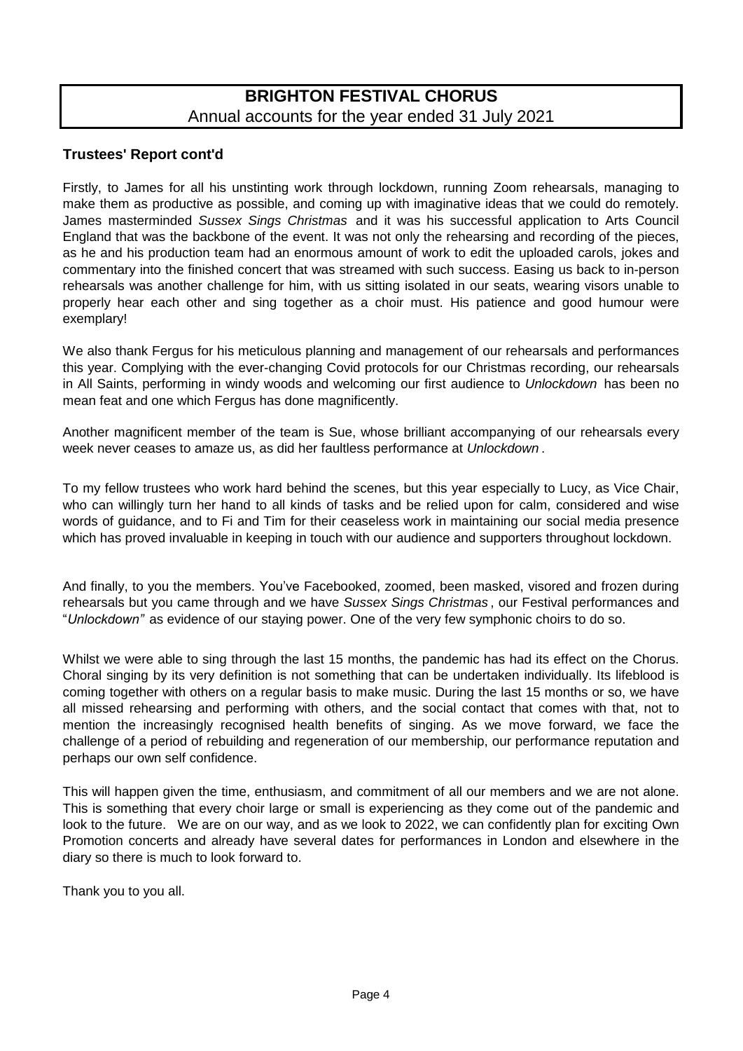# BRIGHTON FESTIVAL CHORUS

Annual accounts for the year ended 31 July 2021

### Trustees' Report cont'd

Firstly, to James for all his unstinting work through lockdown, running Zoom rehearsals, managing to make them as productive as possible, and coming up with imaginative ideas that we could do remotely. James masterminded *Sussex Sings Christmas* and it was his successful application to Arts Council England that was the backbone of the event. It was not only the rehearsing and recording of the pieces, as he and his production team had an enormous amount of work to edit the uploaded carols, jokes and commentary into the finished concert that was streamed with such success. Easing us back to in-person rehearsals was another challenge for him, with us sitting isolated in our seats, wearing visors unable to properly hear each other and sing together as a choir must. His patience and good humour were exemplary!

We also thank Fergus for his meticulous planning and management of our rehearsals and performances this year. Complying with the ever-changing Covid protocols for our Christmas recording, our rehearsals in All Saints, performing in windy woods and welcoming our first audience to *Unlockdown* has been no mean feat and one which Fergus has done magnificently.

Another magnificent member of the team is Sue, whose brilliant accompanying of our rehearsals every week never ceases to amaze us, as did her faultless performance at *Unlockdown*.

To my fellow trustees who work hard behind the scenes, but this year especially to Lucy, as Vice Chair, who can willingly turn her hand to all kinds of tasks and be relied upon for calm, considered and wise words of guidance, and to Fi and Tim for their ceaseless work in maintaining our social media presence which has proved invaluable in keeping in touch with our audience and supporters throughout lockdown.

And finally, to you the members. You've Facebooked, zoomed, been masked, visored and frozen during rehearsals but you came through and we have *Sussex Sings Christmas*, our Festival performances and "*Unlockdown"* as evidence of our staying power. One of the very few symphonic choirs to do so.

Whilst we were able to sing through the last 15 months, the pandemic has had its effect on the Chorus. Choral singing by its very definition is not something that can be undertaken individually. Its lifeblood is coming together with others on a regular basis to make music. During the last 15 months or so, we have all missed rehearsing and performing with others, and the social contact that comes with that, not to mention the increasingly recognised health benefits of singing. As we move forward, we face the challenge of a period of rebuilding and regeneration of our membership, our performance reputation and perhaps our own self confidence.

This will happen given the time, enthusiasm, and commitment of all our members and we are not alone. This is something that every choir large or small is experiencing as they come out of the pandemic and look to the future. We are on our way, and as we look to 2022, we can confidently plan for exciting Own Promotion concerts and already have several dates for performances in London and elsewhere in the diary so there is much to look forward to.

Thank you to you all.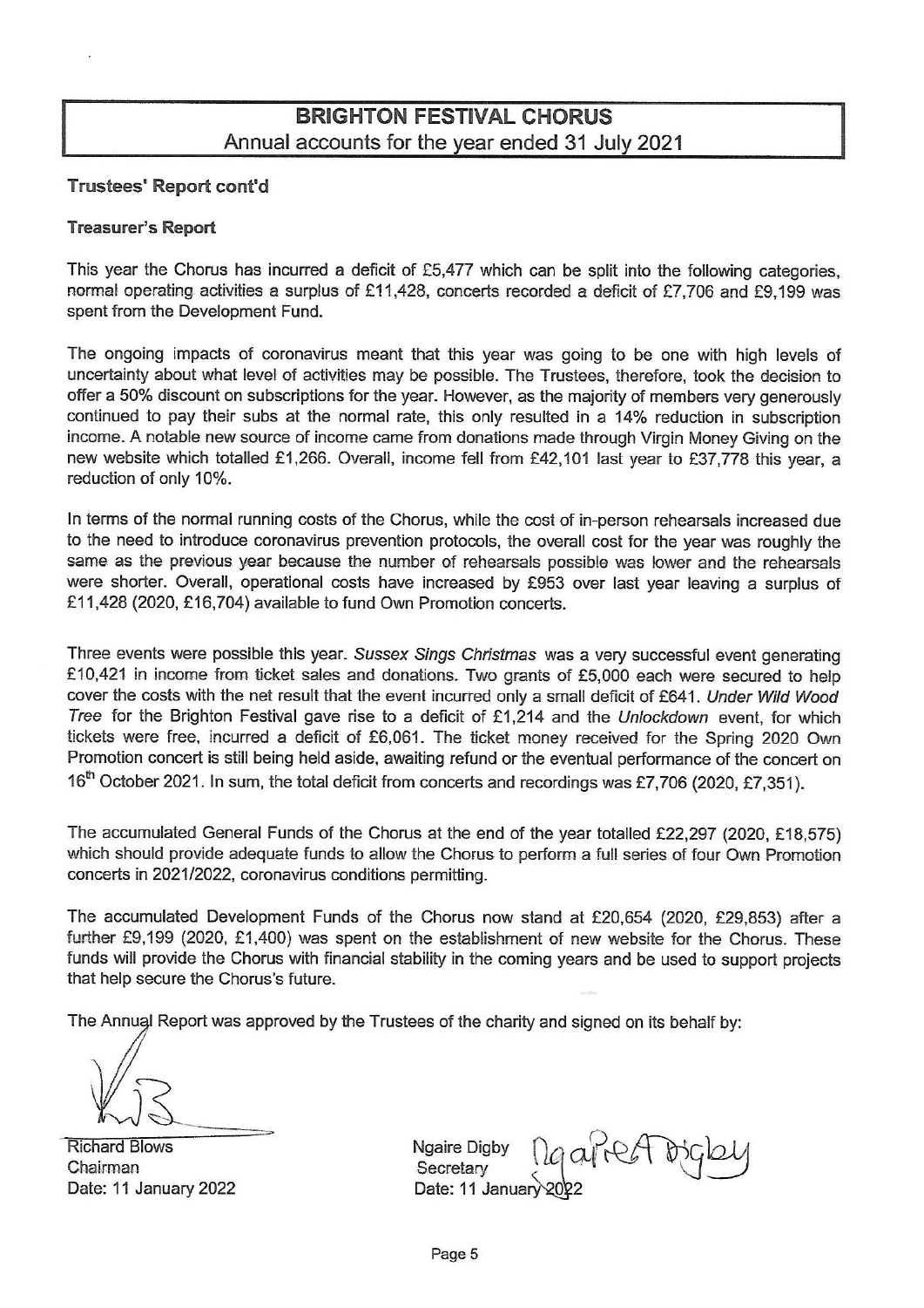## BRIGHTON FESTIVAL CHORUS
Annual accounts for the year ended 31 July 2021

**Trustees' Report cont'd**

**Treasurer's Report**

This year the Chorus has incurred a deficit of £5,477 which can be split into the following categories, normal operating activities a surplus of £11,428, concerts recorded a deficit of £7,706 and £9,199 was spent from the Development Fund.

The ongoing impacts of coronavirus meant that this year was going to be one with high levels of uncertainty about what level of activities may be possible. The Trustees, therefore, took the decision to offer a 50% discount on subscriptions for the year. However, as the majority of members very generously continued to pay their subs at the normal rate, this only resulted in a 14% reduction in subscription income. A notable new source of income came from donations made through Virgin Money Giving on the new website which totalled £1,266. Overall, income fell from £42,101 last year to £37,778 this year, a reduction of only 10%.

In terms of the normal running costs of the Chorus, while the cost of in-person rehearsals increased due to the need to introduce coronavirus prevention protocols, the overall cost for the year was roughly the same as the previous year because the number of rehearsals possible was lower and the rehearsals were shorter. Overall, operational costs have increased by £953 over last year leaving a surplus of £11,428 (2020, £16,704) available to fund Own Promotion concerts.

Three events were possible this year. *Sussex Sings Christmas* was a very successful event generating £10,421 in income from ticket sales and donations. Two grants of £5,000 each were secured to help cover the costs with the net result that the event incurred only a small deficit of £641. *Under Wild Wood Tree* for the Brighton Festival gave rise to a deficit of £1,214 and the *Unlockdown* event, for which tickets were free, incurred a deficit of £6,061. The ticket money received for the Spring 2020 Own Promotion concert is still being held aside, awaiting refund or the eventual performance of the concert on 16th October 2021. In sum, the total deficit from concerts and recordings was £7,706 (2020, £7,351).

The accumulated General Funds of the Chorus at the end of the year totalled £22,297 (2020, £18,575) which should provide adequate funds to allow the Chorus to perform a full series of four Own Promotion concerts in 2021/2022, coronavirus conditions permitting.

The accumulated Development Funds of the Chorus now stand at £20,654 (2020, £29,853) after a further £9,199 (2020, £1,400) was spent on the establishment of new website for the Chorus. These funds will provide the Chorus with financial stability in the coming years and be used to support projects that help secure the Chorus's future.

The Annual Report was approved by the Trustees of the charity and signed on its behalf by:

Richard Blows
Chairman
Date: 11 January 2022

Ngaire Digby
Secretary
Date: 11 January 2022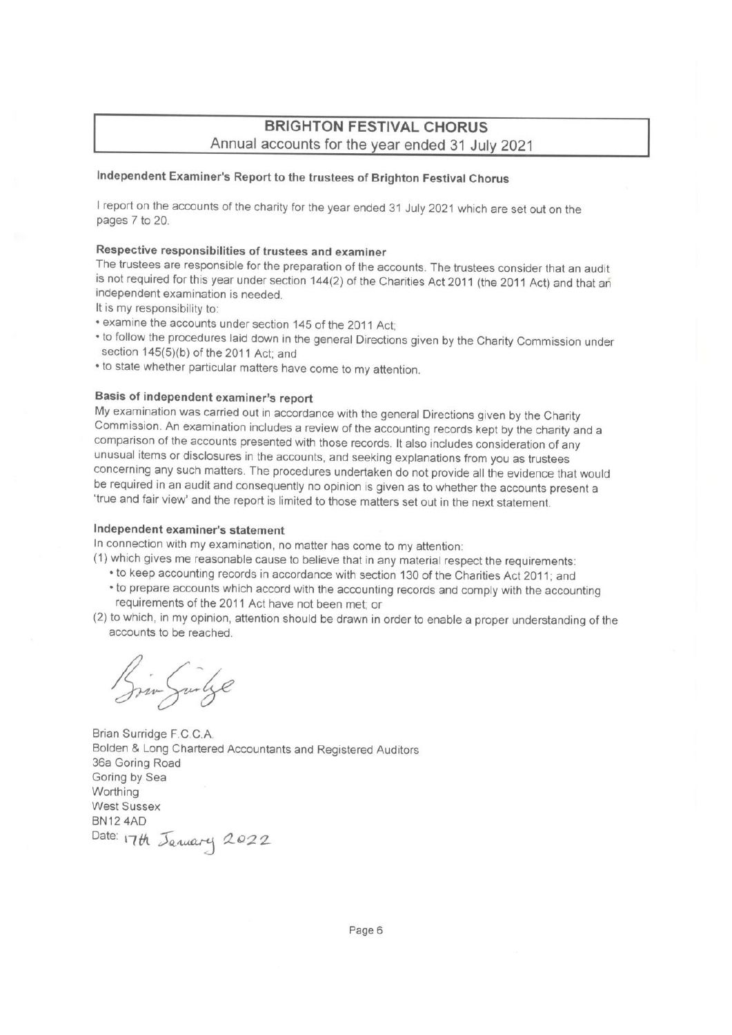# BRIGHTON FESTIVAL CHORUS

Annual accounts for the year ended 31 July 2021

## Independent Examiner's Report to the trustees of Brighton Festival Chorus

I report on the accounts of the charity for the year ended 31 July 2021 which are set out on the pages 7 to 20.

### Respective responsibilities of trustees and examiner

The trustees are responsible for the preparation of the accounts. The trustees consider that an audit is not required for this year under section 144(2) of the Charities Act 2011 (the 2011 Act) and that an independent examination is needed.

It is my responsibility to:

- examine the accounts under section 145 of the 2011 Act;
- to follow the procedures laid down in the general Directions given by the Charity Commission under section 145(5)(b) of the 2011 Act; and
- to state whether particular matters have come to my attention.

### Basis of independent examiner's report

My examination was carried out in accordance with the general Directions given by the Charity Commission. An examination includes a review of the accounting records kept by the charity and a comparison of the accounts presented with those records. It also includes consideration of any unusual items or disclosures in the accounts, and seeking explanations from you as trustees concerning any such matters. The procedures undertaken do not provide all the evidence that would be required in an audit and consequently no opinion is given as to whether the accounts present a 'true and fair view' and the report is limited to those matters set out in the next statement.

### Independent examiner's statement

In connection with my examination, no matter has come to my attention:

(1) which gives me reasonable cause to believe that in any material respect the requirements:
- to keep accounting records in accordance with section 130 of the Charities Act 2011; and
- to prepare accounts which accord with the accounting records and comply with the accounting requirements of the 2011 Act have not been met; or

(2) to which, in my opinion, attention should be drawn in order to enable a proper understanding of the accounts to be reached.

Brian Surridge F.C.C.A.
Bolden & Long Chartered Accountants and Registered Auditors
36a Goring Road
Goring by Sea
Worthing
West Sussex
BN12 4AD
Date: 17th January 2022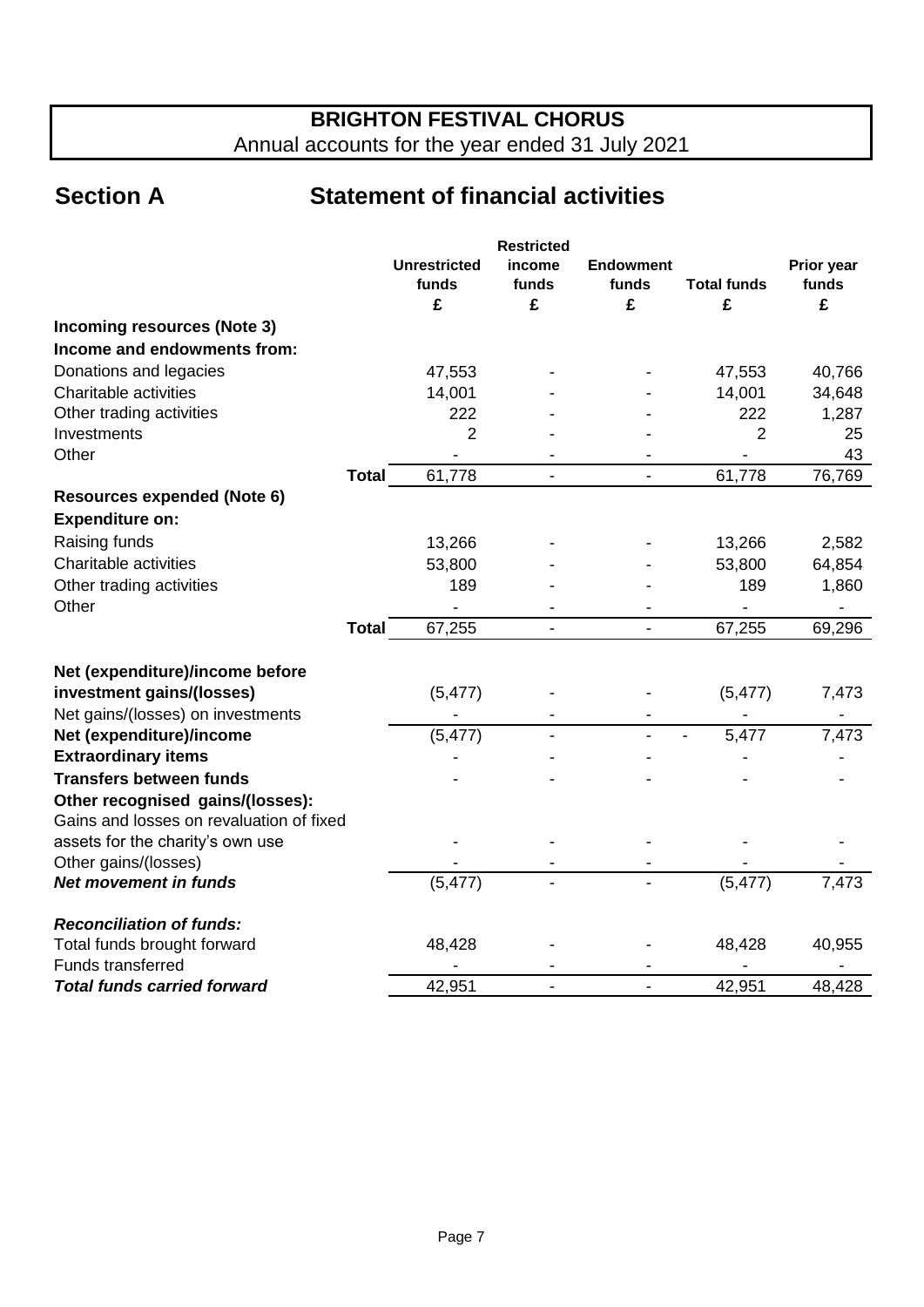# BRIGHTON FESTIVAL CHORUS

Annual accounts for the year ended 31 July 2021

## Section A Statement of financial activities

| | Unrestricted funds £ | Restricted income funds £ | Endowment funds £ | Total funds £ | Prior year funds £ |
|---|---|---|---|---|---|
| **Incoming resources (Note 3)** | | | | | |
| **Income and endowments from:** | | | | | |
| Donations and legacies | 47,553 | - | - | 47,553 | 40,766 |
| Charitable activities | 14,001 | - | - | 14,001 | 34,648 |
| Other trading activities | 222 | - | - | 222 | 1,287 |
| Investments | 2 | - | - | 2 | 25 |
| Other | - | - | - | - | 43 |
| **Total** | 61,778 | - | - | 61,778 | 76,769 |
| **Resources expended (Note 6)** | | | | | |
| **Expenditure on:** | | | | | |
| Raising funds | 13,266 | - | - | 13,266 | 2,582 |
| Charitable activities | 53,800 | - | - | 53,800 | 64,854 |
| Other trading activities | 189 | - | - | 189 | 1,860 |
| Other | - | - | - | - | - |
| **Total** | 67,255 | - | - | 67,255 | 69,296 |
| **Net (expenditure)/income before investment gains/(losses)** | (5,477) | - | - | (5,477) | 7,473 |
| Net gains/(losses) on investments | - | - | - | - | - |
| **Net (expenditure)/income** | (5,477) | - | - | - 5,477 | 7,473 |
| **Extraordinary items** | - | - | - | - | - |
| **Transfers between funds** | - | - | - | - | - |
| **Other recognised gains/(losses):** | | | | | |
| Gains and losses on revaluation of fixed assets for the charity's own use | - | - | - | - | - |
| Other gains/(losses) | - | - | - | - | - |
| ***Net movement in funds*** | (5,477) | - | - | (5,477) | 7,473 |
| ***Reconciliation of funds:*** | | | | | |
| Total funds brought forward | 48,428 | - | - | 48,428 | 40,955 |
| Funds transferred | - | - | - | - | - |
| ***Total funds carried forward*** | 42,951 | - | - | 42,951 | 48,428 |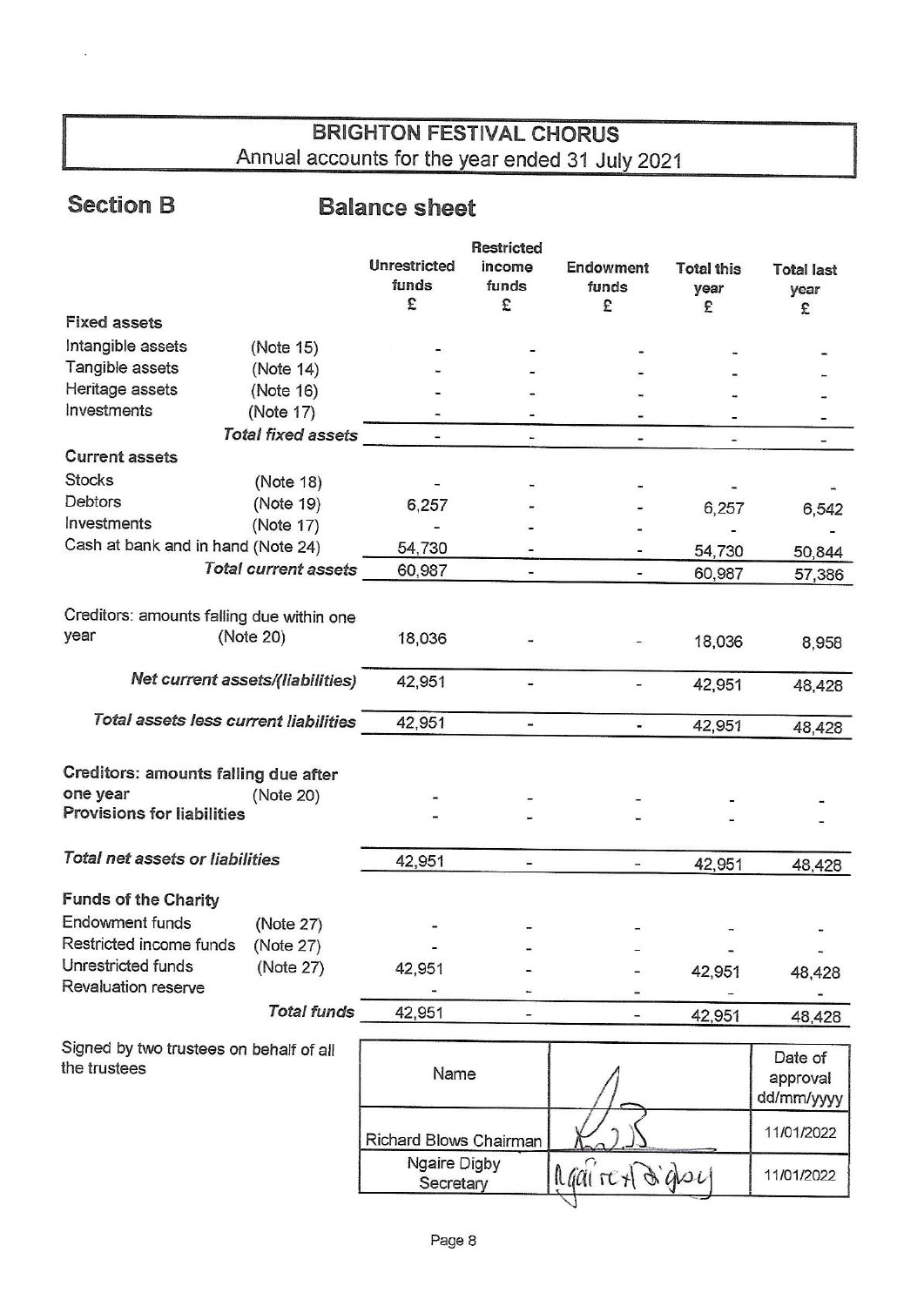# BRIGHTON FESTIVAL CHORUS

Annual accounts for the year ended 31 July 2021

## Section B Balance sheet

| | | Unrestricted funds £ | Restricted income funds £ | Endowment funds £ | Total this year £ | Total last year £ |
|---|---|---|---|---|---|---|
| **Fixed assets** | | | | | | |
| Intangible assets | (Note 15) | - | - | - | - | - |
| Tangible assets | (Note 14) | - | - | - | - | - |
| Heritage assets | (Note 16) | - | - | - | - | - |
| Investments | (Note 17) | - | - | - | - | - |
| | ***Total fixed assets*** | - | - | - | - | - |
| **Current assets** | | | | | | |
| Stocks | (Note 18) | - | - | - | - | - |
| Debtors | (Note 19) | 6,257 | - | - | 6,257 | 6,542 |
| Investments | (Note 17) | - | - | - | - | - |
| Cash at bank and in hand | (Note 24) | 54,730 | - | - | 54,730 | 50,844 |
| | ***Total current assets*** | 60,987 | - | - | 60,987 | 57,386 |
| Creditors: amounts falling due within one year | (Note 20) | 18,036 | - | - | 18,036 | 8,958 |
| ***Net current assets/(liabilities)*** | | 42,951 | - | - | 42,951 | 48,428 |
| ***Total assets less current liabilities*** | | 42,951 | - | - | 42,951 | 48,428 |
| **Creditors: amounts falling due after one year** | (Note 20) | - | - | - | - | - |
| **Provisions for liabilities** | | - | - | - | - | - |
| ***Total net assets or liabilities*** | | 42,951 | - | - | 42,951 | 48,428 |
| **Funds of the Charity** | | | | | | |
| Endowment funds | (Note 27) | - | - | - | - | - |
| Restricted income funds | (Note 27) | - | - | - | - | - |
| Unrestricted funds | (Note 27) | 42,951 | - | - | 42,951 | 48,428 |
| Revaluation reserve | | - | - | - | - | - |
| | ***Total funds*** | 42,951 | - | - | 42,951 | 48,428 |

Signed by two trustees on behalf of all the trustees

| Name | Signature | Date of approval dd/mm/yyyy |
|---|---|---|
| Richard Blows Chairman | [signature] | 11/01/2022 |
| Ngaire Digby Secretary | Ngaire Digby | 11/01/2022 |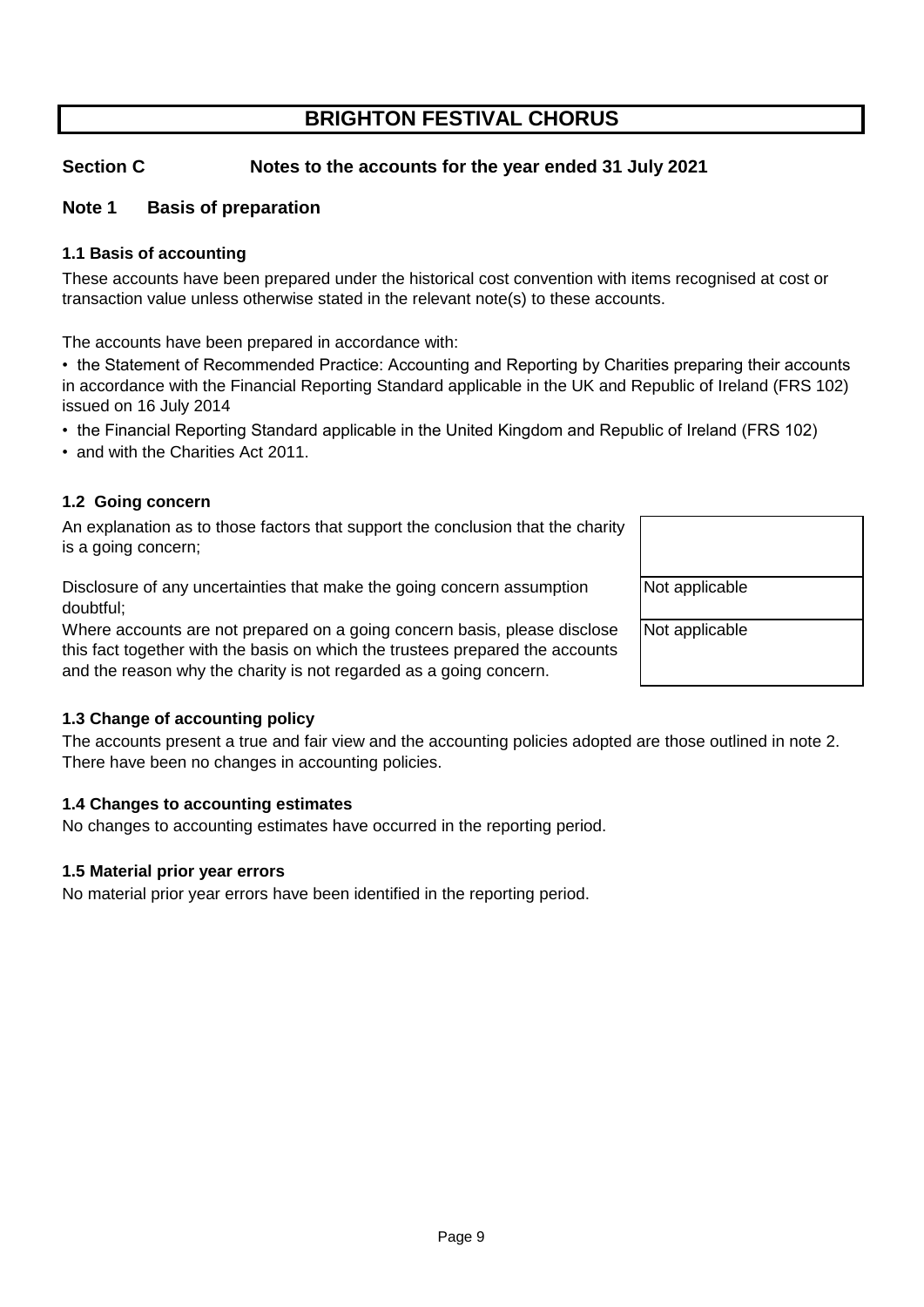# BRIGHTON FESTIVAL CHORUS

## Section C Notes to the accounts for the year ended 31 July 2021

### Note 1 Basis of preparation

**1.1 Basis of accounting**

These accounts have been prepared under the historical cost convention with items recognised at cost or transaction value unless otherwise stated in the relevant note(s) to these accounts.

The accounts have been prepared in accordance with:

- the Statement of Recommended Practice: Accounting and Reporting by Charities preparing their accounts in accordance with the Financial Reporting Standard applicable in the UK and Republic of Ireland (FRS 102) issued on 16 July 2014
- the Financial Reporting Standard applicable in the United Kingdom and Republic of Ireland (FRS 102)
- and with the Charities Act 2011.

**1.2 Going concern**

| | |
|---|---|
| An explanation as to those factors that support the conclusion that the charity is a going concern; | |
| Disclosure of any uncertainties that make the going concern assumption doubtful; | Not applicable |
| Where accounts are not prepared on a going concern basis, please disclose this fact together with the basis on which the trustees prepared the accounts and the reason why the charity is not regarded as a going concern. | Not applicable |

**1.3 Change of accounting policy**

The accounts present a true and fair view and the accounting policies adopted are those outlined in note 2. There have been no changes in accounting policies.

**1.4 Changes to accounting estimates**

No changes to accounting estimates have occurred in the reporting period.

**1.5 Material prior year errors**

No material prior year errors have been identified in the reporting period.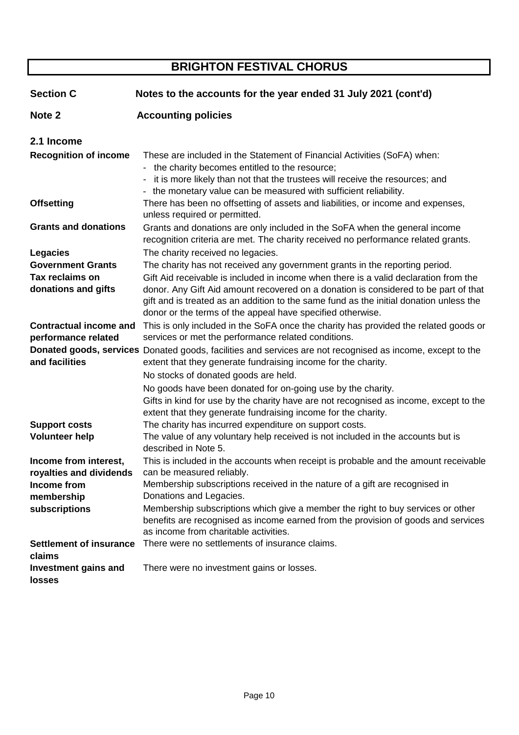# BRIGHTON FESTIVAL CHORUS

## Section C — Notes to the accounts for the year ended 31 July 2021 (cont'd)

## Note 2 — Accounting policies

### 2.1 Income

| | |
|---|---|
| **Recognition of income** | These are included in the Statement of Financial Activities (SoFA) when:<br>- the charity becomes entitled to the resource;<br>- it is more likely than not that the trustees will receive the resources; and<br>- the monetary value can be measured with sufficient reliability. |
| **Offsetting** | There has been no offsetting of assets and liabilities, or income and expenses, unless required or permitted. |
| **Grants and donations** | Grants and donations are only included in the SoFA when the general income recognition criteria are met. The charity received no performance related grants. |
| **Legacies** | The charity received no legacies. |
| **Government Grants** | The charity has not received any government grants in the reporting period. |
| **Tax reclaims on donations and gifts** | Gift Aid receivable is included in income when there is a valid declaration from the donor. Any Gift Aid amount recovered on a donation is considered to be part of that gift and is treated as an addition to the same fund as the initial donation unless the donor or the terms of the appeal have specified otherwise. |
| **Contractual income and performance related** | This is only included in the SoFA once the charity has provided the related goods or services or met the performance related conditions. |
| **Donated goods, services and facilities** | Donated goods, facilities and services are not recognised as income, except to the extent that they generate fundraising income for the charity.<br>No stocks of donated goods are held.<br>No goods have been donated for on-going use by the charity.<br>Gifts in kind for use by the charity have are not recognised as income, except to the extent that they generate fundraising income for the charity. |
| **Support costs** | The charity has incurred expenditure on support costs. |
| **Volunteer help** | The value of any voluntary help received is not included in the accounts but is described in Note 5. |
| **Income from interest, royalties and dividends** | This is included in the accounts when receipt is probable and the amount receivable can be measured reliably. |
| **Income from membership subscriptions** | Membership subscriptions received in the nature of a gift are recognised in Donations and Legacies.<br>Membership subscriptions which give a member the right to buy services or other benefits are recognised as income earned from the provision of goods and services as income from charitable activities. |
| **Settlement of insurance claims** | There were no settlements of insurance claims. |
| **Investment gains and losses** | There were no investment gains or losses. |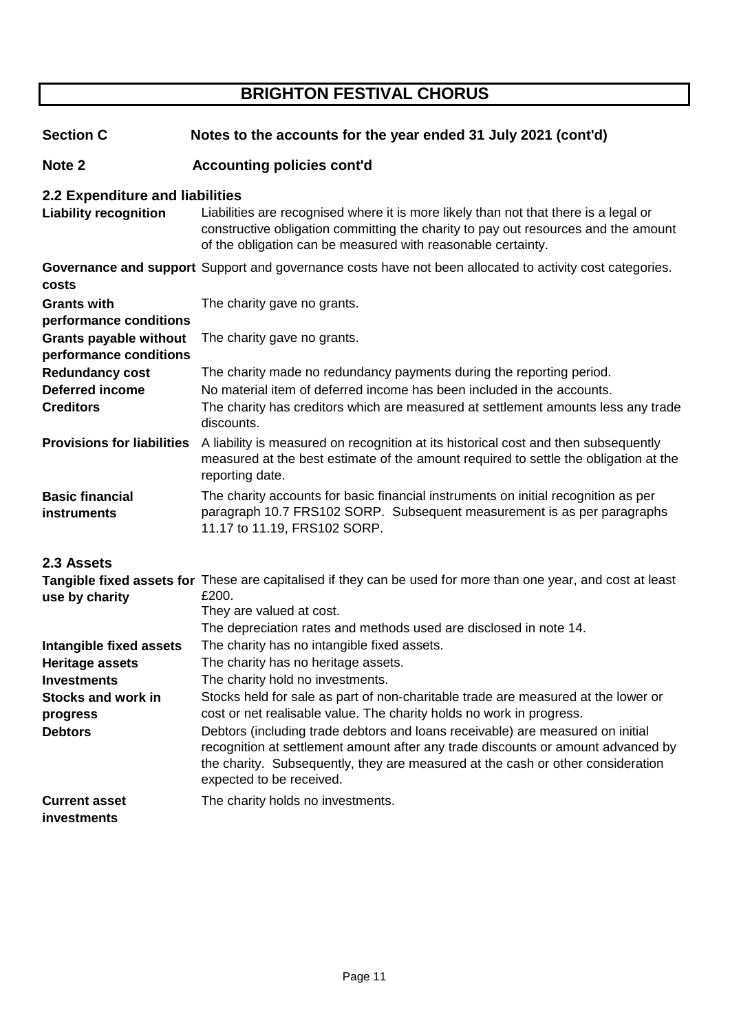# BRIGHTON FESTIVAL CHORUS

## Section C — Notes to the accounts for the year ended 31 July 2021 (cont'd)

## Note 2 — Accounting policies cont'd

### 2.2 Expenditure and liabilities

| | |
|---|---|
| **Liability recognition** | Liabilities are recognised where it is more likely than not that there is a legal or constructive obligation committing the charity to pay out resources and the amount of the obligation can be measured with reasonable certainty. |
| **Governance and support costs** | Support and governance costs have not been allocated to activity cost categories. |
| **Grants with performance conditions** | The charity gave no grants. |
| **Grants payable without performance conditions** | The charity gave no grants. |
| **Redundancy cost** | The charity made no redundancy payments during the reporting period. |
| **Deferred income** | No material item of deferred income has been included in the accounts. |
| **Creditors** | The charity has creditors which are measured at settlement amounts less any trade discounts. |
| **Provisions for liabilities** | A liability is measured on recognition at its historical cost and then subsequently measured at the best estimate of the amount required to settle the obligation at the reporting date. |
| **Basic financial instruments** | The charity accounts for basic financial instruments on initial recognition as per paragraph 10.7 FRS102 SORP. Subsequent measurement is as per paragraphs 11.17 to 11.19, FRS102 SORP. |

### 2.3 Assets

| | |
|---|---|
| **Tangible fixed assets for use by charity** | These are capitalised if they can be used for more than one year, and cost at least £200. They are valued at cost. The depreciation rates and methods used are disclosed in note 14. |
| **Intangible fixed assets** | The charity has no intangible fixed assets. |
| **Heritage assets** | The charity has no heritage assets. |
| **Investments** | The charity hold no investments. |
| **Stocks and work in progress** | Stocks held for sale as part of non-charitable trade are measured at the lower or cost or net realisable value. The charity holds no work in progress. |
| **Debtors** | Debtors (including trade debtors and loans receivable) are measured on initial recognition at settlement amount after any trade discounts or amount advanced by the charity. Subsequently, they are measured at the cash or other consideration expected to be received. |
| **Current asset investments** | The charity holds no investments. |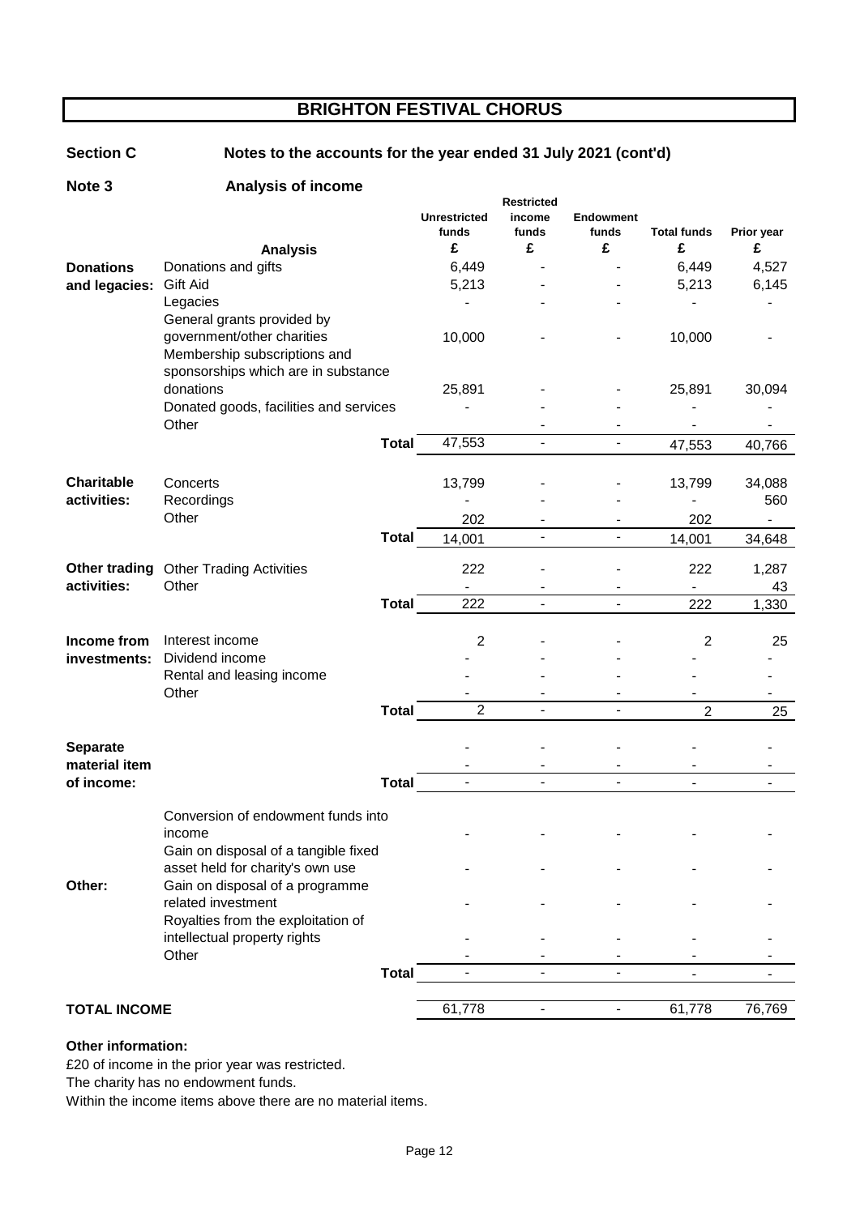# BRIGHTON FESTIVAL CHORUS

## Section C — Notes to the accounts for the year ended 31 July 2021 (cont'd)

### Note 3 — Analysis of income

| | Analysis | Unrestricted funds £ | Restricted income funds £ | Endowment funds £ | Total funds £ | Prior year £ |
|---|---|---|---|---|---|---|
| **Donations and legacies:** | Donations and gifts | 6,449 | - | - | 6,449 | 4,527 |
| | Gift Aid | 5,213 | - | - | 5,213 | 6,145 |
| | Legacies | - | - | - | - | - |
| | General grants provided by government/other charities | 10,000 | - | - | 10,000 | - |
| | Membership subscriptions and sponsorships which are in substance donations | 25,891 | - | - | 25,891 | 30,094 |
| | Donated goods, facilities and services | - | - | - | - | - |
| | Other | | - | - | - | - |
| | **Total** | 47,553 | - | - | 47,553 | 40,766 |
| **Charitable activities:** | Concerts | 13,799 | - | - | 13,799 | 34,088 |
| | Recordings | - | - | - | - | 560 |
| | Other | 202 | - | - | 202 | - |
| | **Total** | 14,001 | - | - | 14,001 | 34,648 |
| **Other trading activities:** | Other Trading Activities | 222 | - | - | 222 | 1,287 |
| | Other | - | - | - | - | 43 |
| | **Total** | 222 | - | - | 222 | 1,330 |
| **Income from investments:** | Interest income | 2 | - | - | 2 | 25 |
| | Dividend income | - | - | - | - | - |
| | Rental and leasing income | - | - | - | - | - |
| | Other | - | - | - | - | - |
| | **Total** | 2 | - | - | 2 | 25 |
| **Separate material item of income:** | | - | - | - | - | - |
| | | - | - | - | - | - |
| | **Total** | - | - | - | - | - |
| **Other:** | Conversion of endowment funds into income | - | - | - | - | - |
| | Gain on disposal of a tangible fixed asset held for charity's own use | - | - | - | - | - |
| | Gain on disposal of a programme related investment | - | - | - | - | - |
| | Royalties from the exploitation of intellectual property rights | - | - | - | - | - |
| | Other | - | - | - | - | - |
| | **Total** | - | - | - | - | - |
| **TOTAL INCOME** | | 61,778 | - | - | 61,778 | 76,769 |

**Other information:**

£20 of income in the prior year was restricted.

The charity has no endowment funds.

Within the income items above there are no material items.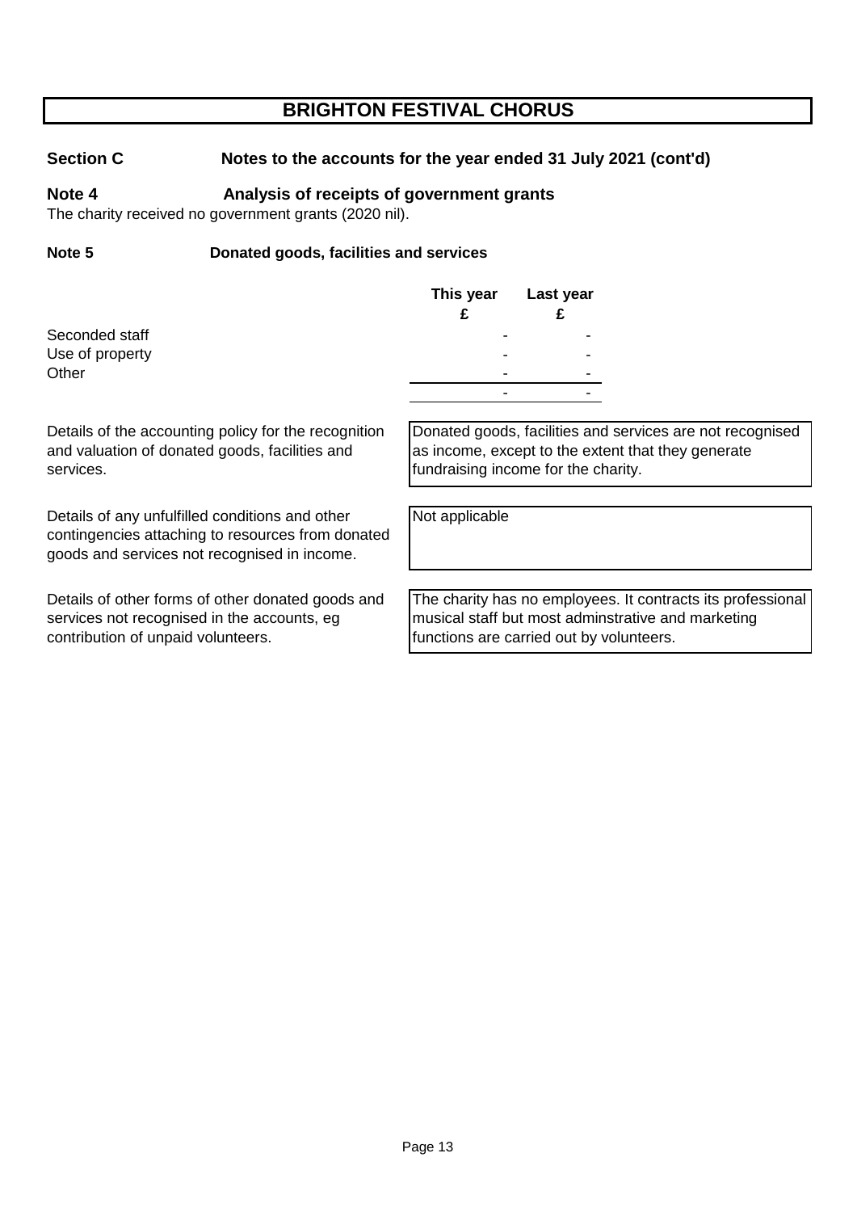# BRIGHTON FESTIVAL CHORUS

**Section C** **Notes to the accounts for the year ended 31 July 2021 (cont'd)**

**Note 4** **Analysis of receipts of government grants**

The charity received no government grants (2020 nil).

**Note 5** **Donated goods, facilities and services**

| | This year £ | Last year £ |
|---|---|---|
| Seconded staff | - | - |
| Use of property | - | - |
| Other | - | - |
| | - | - |

| | |
|---|---|
| Details of the accounting policy for the recognition and valuation of donated goods, facilities and services. | Donated goods, facilities and services are not recognised as income, except to the extent that they generate fundraising income for the charity. |
| Details of any unfulfilled conditions and other contingencies attaching to resources from donated goods and services not recognised in income. | Not applicable |
| Details of other forms of other donated goods and services not recognised in the accounts, eg contribution of unpaid volunteers. | The charity has no employees. It contracts its professional musical staff but most adminstrative and marketing functions are carried out by volunteers. |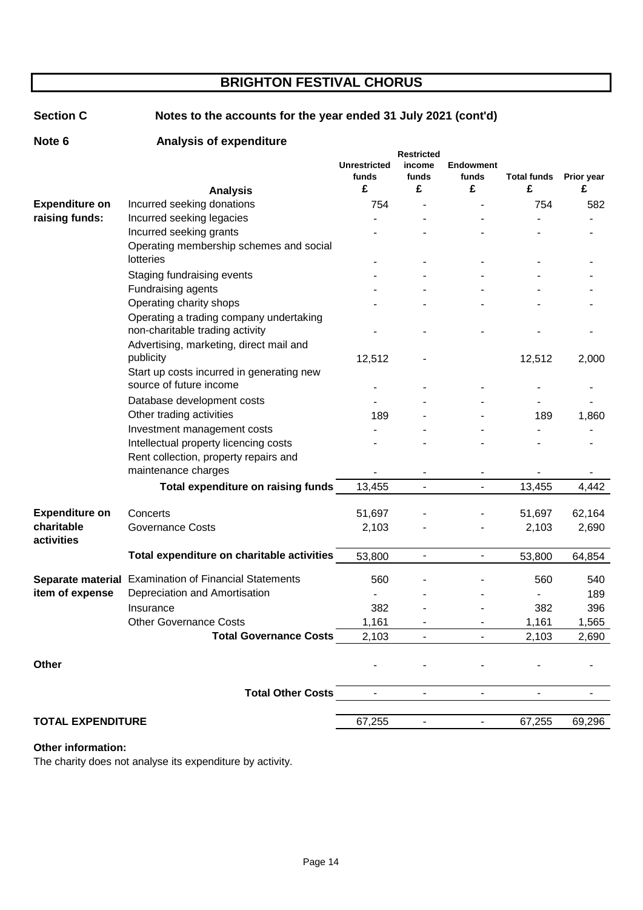# BRIGHTON FESTIVAL CHORUS

## Section C — Notes to the accounts for the year ended 31 July 2021 (cont'd)

### Note 6 — Analysis of expenditure

| | Analysis | Unrestricted funds £ | Restricted income funds £ | Endowment funds £ | Total funds £ | Prior year £ |
|---|---|---|---|---|---|---|
| **Expenditure on raising funds:** | Incurred seeking donations | 754 | - | - | 754 | 582 |
| | Incurred seeking legacies | - | - | - | - | - |
| | Incurred seeking grants | - | - | - | - | - |
| | Operating membership schemes and social lotteries | - | - | - | - | - |
| | Staging fundraising events | - | - | - | - | - |
| | Fundraising agents | - | - | - | - | - |
| | Operating charity shops | - | - | - | - | - |
| | Operating a trading company undertaking non-charitable trading activity | - | - | - | - | - |
| | Advertising, marketing, direct mail and publicity | 12,512 | - | | 12,512 | 2,000 |
| | Start up costs incurred in generating new source of future income | - | - | - | - | - |
| | Database development costs | - | - | - | - | - |
| | Other trading activities | 189 | - | - | 189 | 1,860 |
| | Investment management costs | - | - | - | - | - |
| | Intellectual property licencing costs | - | - | - | - | - |
| | Rent collection, property repairs and maintenance charges | - | - | - | - | - |
| | **Total expenditure on raising funds** | 13,455 | - | - | 13,455 | 4,442 |
| **Expenditure on charitable activities** | Concerts | 51,697 | - | - | 51,697 | 62,164 |
| | Governance Costs | 2,103 | - | - | 2,103 | 2,690 |
| | **Total expenditure on charitable activities** | 53,800 | - | - | 53,800 | 64,854 |
| **Separate material item of expense** | Examination of Financial Statements | 560 | - | - | 560 | 540 |
| | Depreciation and Amortisation | - | - | - | - | 189 |
| | Insurance | 382 | - | - | 382 | 396 |
| | Other Governance Costs | 1,161 | - | - | 1,161 | 1,565 |
| | **Total Governance Costs** | 2,103 | - | - | 2,103 | 2,690 |
| **Other** | | - | - | - | - | - |
| | **Total Other Costs** | - | - | - | - | - |
| **TOTAL EXPENDITURE** | | 67,255 | - | - | 67,255 | 69,296 |

**Other information:**

The charity does not analyse its expenditure by activity.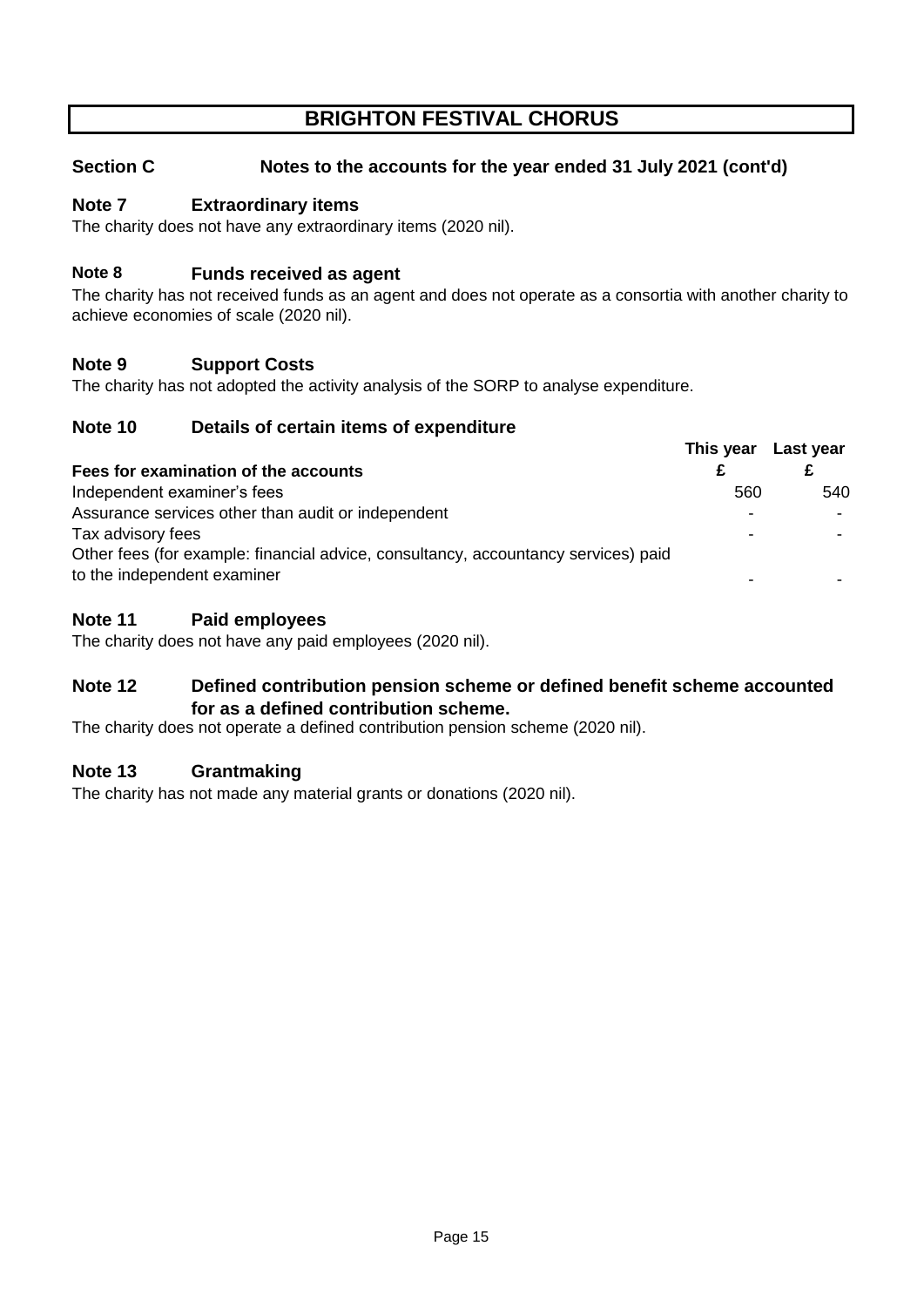# BRIGHTON FESTIVAL CHORUS

## Section C Notes to the accounts for the year ended 31 July 2021 (cont'd)

### Note 7 Extraordinary items

The charity does not have any extraordinary items (2020 nil).

### Note 8 Funds received as agent

The charity has not received funds as an agent and does not operate as a consortia with another charity to achieve economies of scale (2020 nil).

### Note 9 Support Costs

The charity has not adopted the activity analysis of the SORP to analyse expenditure.

### Note 10 Details of certain items of expenditure

| | This year | Last year |
|---|---|---|
| **Fees for examination of the accounts** | **£** | **£** |
| Independent examiner's fees | 560 | 540 |
| Assurance services other than audit or independent | - | - |
| Tax advisory fees | - | - |
| Other fees (for example: financial advice, consultancy, accountancy services) paid to the independent examiner | - | - |

### Note 11 Paid employees

The charity does not have any paid employees (2020 nil).

### Note 12 Defined contribution pension scheme or defined benefit scheme accounted for as a defined contribution scheme.

The charity does not operate a defined contribution pension scheme (2020 nil).

### Note 13 Grantmaking

The charity has not made any material grants or donations (2020 nil).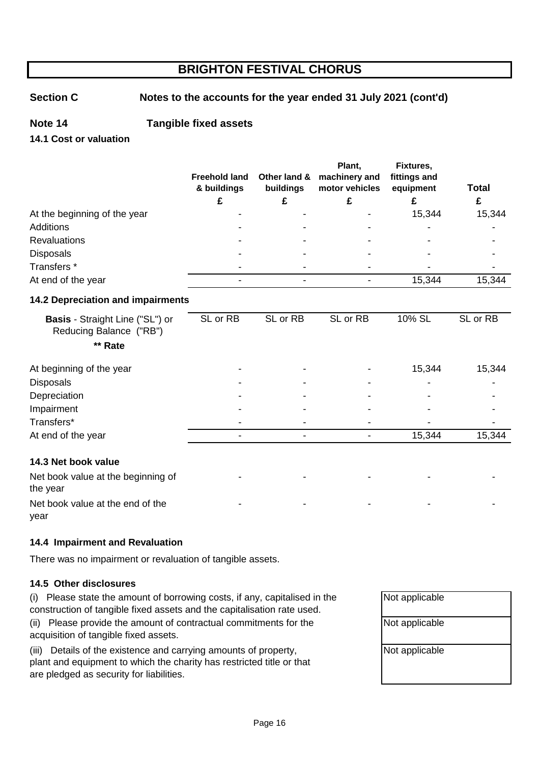# BRIGHTON FESTIVAL CHORUS

## Section C Notes to the accounts for the year ended 31 July 2021 (cont'd)

### Note 14 Tangible fixed assets

**14.1 Cost or valuation**

| | Freehold land & buildings | Other land & buildings | Plant, machinery and motor vehicles | Fixtures, fittings and equipment | Total |
|---|---|---|---|---|---|
| | £ | £ | £ | £ | £ |
| At the beginning of the year | - | - | - | 15,344 | 15,344 |
| Additions | - | - | - | - | - |
| Revaluations | - | - | - | - | - |
| Disposals | - | - | - | - | - |
| Transfers * | - | - | - | - | - |
| At end of the year | - | - | - | 15,344 | 15,344 |

**14.2 Depreciation and impairments**

| | | | | | |
|---|---|---|---|---|---|
| **Basis** - Straight Line ("SL") or Reducing Balance ("RB") **\*\* Rate** | SL or RB | SL or RB | SL or RB | 10% SL | SL or RB |
| At beginning of the year | - | - | - | 15,344 | 15,344 |
| Disposals | - | - | - | - | - |
| Depreciation | - | - | - | - | - |
| Impairment | - | - | - | - | - |
| Transfers* | - | - | - | - | - |
| At end of the year | - | - | - | 15,344 | 15,344 |

**14.3 Net book value**

| | | | | | |
|---|---|---|---|---|---|
| Net book value at the beginning of the year | - | - | - | - | - |
| Net book value at the end of the year | - | - | - | - | - |

**14.4 Impairment and Revaluation**

There was no impairment or revaluation of tangible assets.

**14.5 Other disclosures**

| | |
|---|---|
| (i) Please state the amount of borrowing costs, if any, capitalised in the construction of tangible fixed assets and the capitalisation rate used. | Not applicable |
| (ii) Please provide the amount of contractual commitments for the acquisition of tangible fixed assets. | Not applicable |
| (iii) Details of the existence and carrying amounts of property, plant and equipment to which the charity has restricted title or that are pledged as security for liabilities. | Not applicable |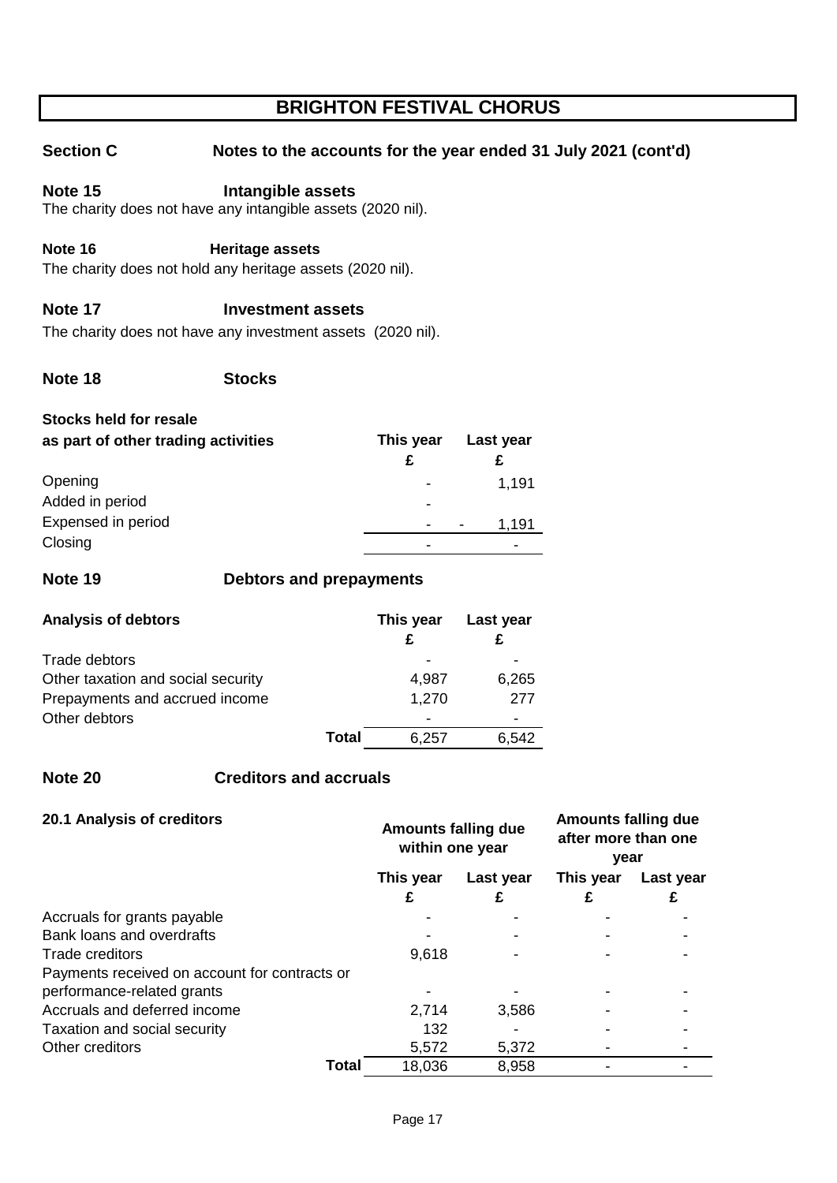# BRIGHTON FESTIVAL CHORUS

## Section C — Notes to the accounts for the year ended 31 July 2021 (cont'd)

### Note 15 — Intangible assets

The charity does not have any intangible assets (2020 nil).

### Note 16 — Heritage assets

The charity does not hold any heritage assets (2020 nil).

### Note 17 — Investment assets

The charity does not have any investment assets (2020 nil).

### Note 18 — Stocks

| Stocks held for resale as part of other trading activities | This year £ | Last year £ |
|---|---|---|
| Opening | - | 1,191 |
| Added in period | - | |
| Expensed in period | - | - 1,191 |
| Closing | - | - |

### Note 19 — Debtors and prepayments

| Analysis of debtors | This year £ | Last year £ |
|---|---|---|
| Trade debtors | - | - |
| Other taxation and social security | 4,987 | 6,265 |
| Prepayments and accrued income | 1,270 | 277 |
| Other debtors | - | - |
| **Total** | 6,257 | 6,542 |

### Note 20 — Creditors and accruals

| 20.1 Analysis of creditors | Amounts falling due within one year | | Amounts falling due after more than one year | |
|---|---|---|---|---|
| | This year £ | Last year £ | This year £ | Last year £ |
| Accruals for grants payable | - | - | - | - |
| Bank loans and overdrafts | - | - | - | - |
| Trade creditors | 9,618 | - | - | - |
| Payments received on account for contracts or performance-related grants | - | - | - | - |
| Accruals and deferred income | 2,714 | 3,586 | - | - |
| Taxation and social security | 132 | - | - | - |
| Other creditors | 5,572 | 5,372 | - | - |
| **Total** | 18,036 | 8,958 | - | - |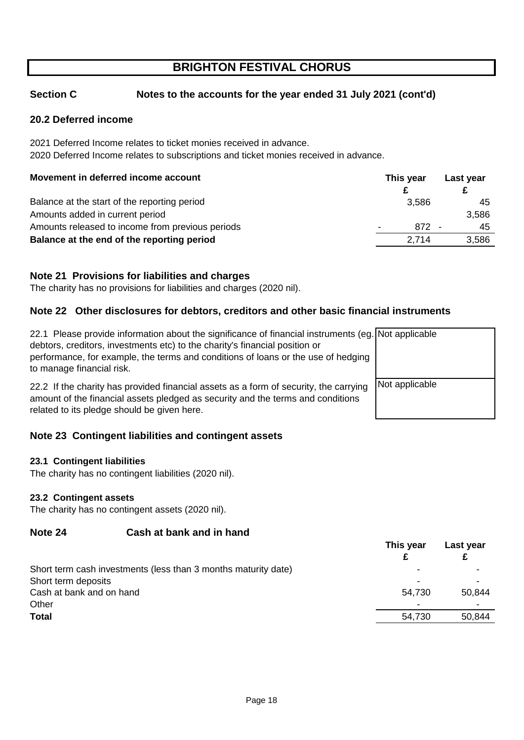# BRIGHTON FESTIVAL CHORUS

## Section C Notes to the accounts for the year ended 31 July 2021 (cont'd)

### 20.2 Deferred income

2021 Deferred Income relates to ticket monies received in advance.
2020 Deferred Income relates to subscriptions and ticket monies received in advance.

| Movement in deferred income account | This year £ | Last year £ |
|---|---|---|
| Balance at the start of the reporting period | 3,586 | 45 |
| Amounts added in current period | | 3,586 |
| Amounts released to income from previous periods | - 872 | - 45 |
| **Balance at the end of the reporting period** | 2,714 | 3,586 |

### Note 21 Provisions for liabilities and charges

The charity has no provisions for liabilities and charges (2020 nil).

### Note 22 Other disclosures for debtors, creditors and other basic financial instruments

| | |
|---|---|
| 22.1 Please provide information about the significance of financial instruments (eg. debtors, creditors, investments etc) to the charity's financial position or performance, for example, the terms and conditions of loans or the use of hedging to manage financial risk. | Not applicable |
| 22.2 If the charity has provided financial assets as a form of security, the carrying amount of the financial assets pledged as security and the terms and conditions related to its pledge should be given here. | Not applicable |

### Note 23 Contingent liabilities and contingent assets

#### 23.1 Contingent liabilities

The charity has no contingent liabilities (2020 nil).

#### 23.2 Contingent assets

The charity has no contingent assets (2020 nil).

### Note 24 Cash at bank and in hand

| | This year £ | Last year £ |
|---|---|---|
| Short term cash investments (less than 3 months maturity date) | - | - |
| Short term deposits | - | - |
| Cash at bank and on hand | 54,730 | 50,844 |
| Other | - | - |
| **Total** | 54,730 | 50,844 |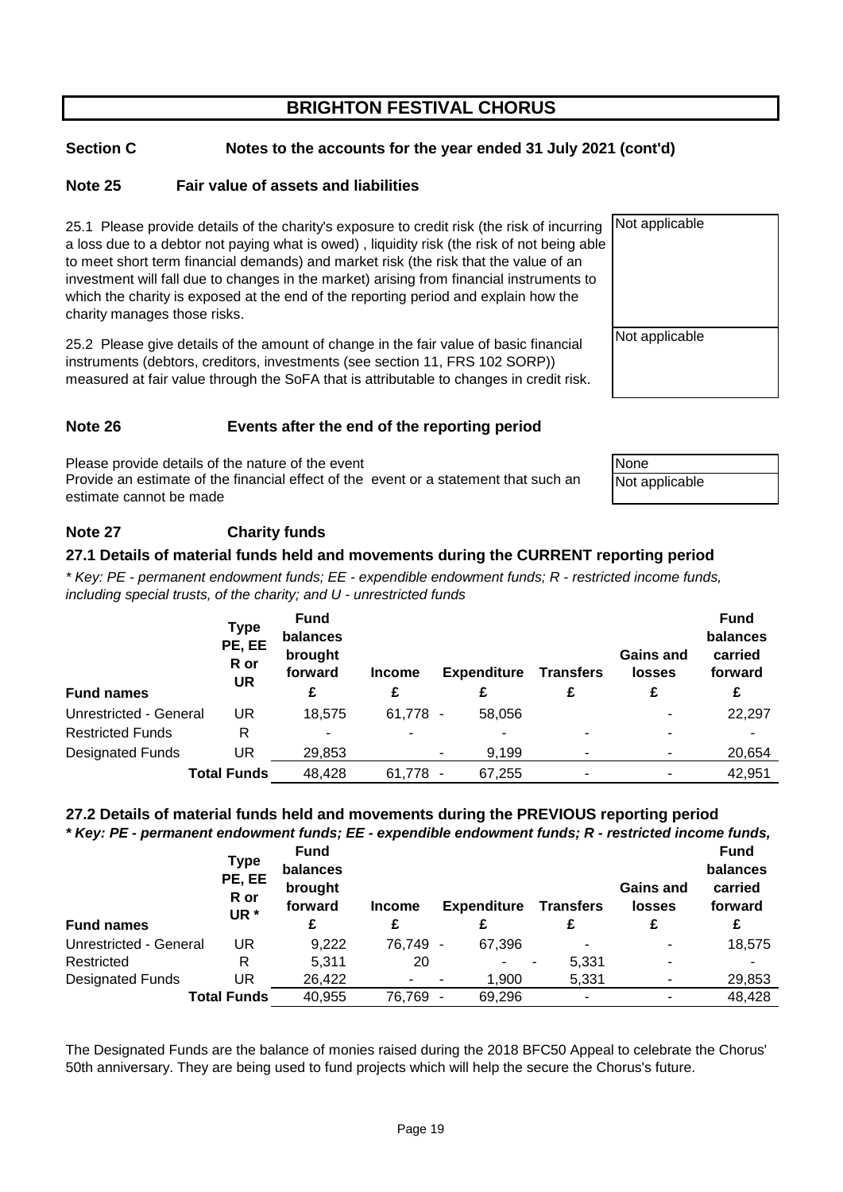# BRIGHTON FESTIVAL CHORUS

**Section C** **Notes to the accounts for the year ended 31 July 2021 (cont'd)**

**Note 25** **Fair value of assets and liabilities**

| | |
|---|---|
| 25.1 Please provide details of the charity's exposure to credit risk (the risk of incurring a loss due to a debtor not paying what is owed) , liquidity risk (the risk of not being able to meet short term financial demands) and market risk (the risk that the value of an investment will fall due to changes in the market) arising from financial instruments to which the charity is exposed at the end of the reporting period and explain how the charity manages those risks. | Not applicable |
| 25.2 Please give details of the amount of change in the fair value of basic financial instruments (debtors, creditors, investments (see section 11, FRS 102 SORP)) measured at fair value through the SoFA that is attributable to changes in credit risk. | Not applicable |

**Note 26** **Events after the end of the reporting period**

| | |
|---|---|
| Please provide details of the nature of the event | None |
| Provide an estimate of the financial effect of the event or a statement that such an estimate cannot be made | Not applicable |

**Note 27** **Charity funds**

### 27.1 Details of material funds held and movements during the CURRENT reporting period

*\* Key: PE - permanent endowment funds; EE - expendible endowment funds; R - restricted income funds, including special trusts, of the charity; and U - unrestricted funds*

| Fund names | Type PE, EE R or UR | Fund balances brought forward £ | Income £ | Expenditure £ | Transfers £ | Gains and losses £ | Fund balances carried forward £ |
|---|---|---|---|---|---|---|---|
| Unrestricted - General | UR | 18,575 | 61,778 | - 58,056 | | - | 22,297 |
| Restricted Funds | R | - | - | - | - | - | - |
| Designated Funds | UR | 29,853 | | - 9,199 | - | - | 20,654 |
| **Total Funds** | | 48,428 | 61,778 | - 67,255 | - | - | 42,951 |

### 27.2 Details of material funds held and movements during the PREVIOUS reporting period

***\* Key: PE - permanent endowment funds; EE - expendible endowment funds; R - restricted income funds,***

| Fund names | Type PE, EE R or UR \* | Fund balances brought forward £ | Income £ | Expenditure £ | Transfers £ | Gains and losses £ | Fund balances carried forward £ |
|---|---|---|---|---|---|---|---|
| Unrestricted - General | UR | 9,222 | 76,749 | - 67,396 | - | - | 18,575 |
| Restricted | R | 5,311 | 20 | - | - 5,331 | - | - |
| Designated Funds | UR | 26,422 | - | - 1,900 | 5,331 | - | 29,853 |
| **Total Funds** | | 40,955 | 76,769 | - 69,296 | - | - | 48,428 |

The Designated Funds are the balance of monies raised during the 2018 BFC50 Appeal to celebrate the Chorus' 50th anniversary. They are being used to fund projects which will help the secure the Chorus's future.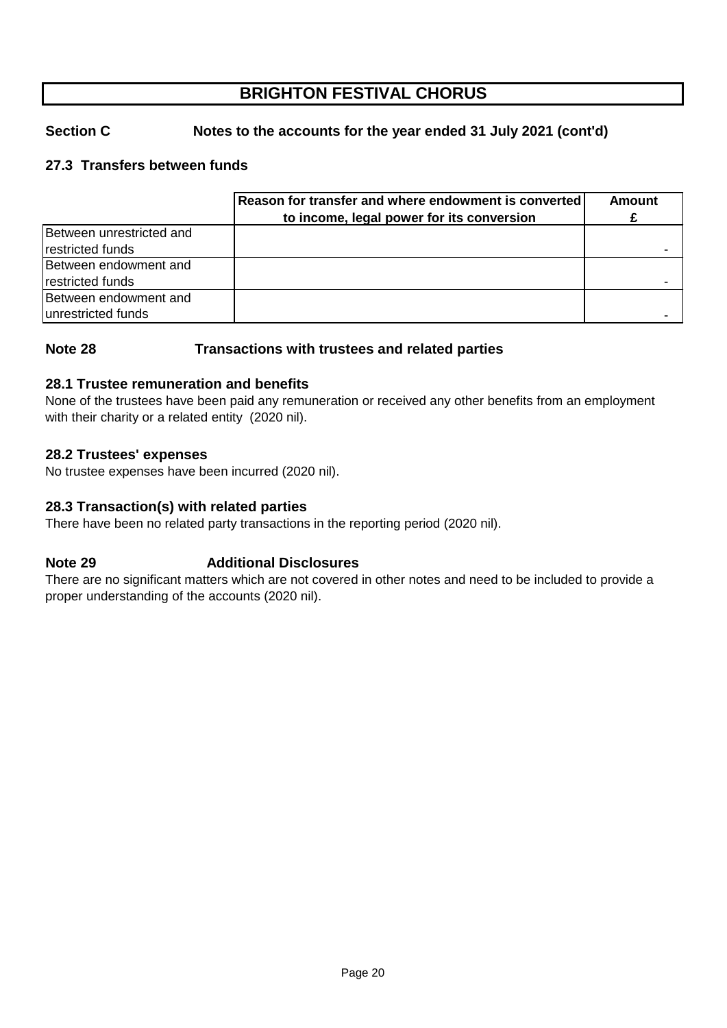# BRIGHTON FESTIVAL CHORUS

**Section C Notes to the accounts for the year ended 31 July 2021 (cont'd)**

### 27.3 Transfers between funds

| | Reason for transfer and where endowment is converted to income, legal power for its conversion | Amount £ |
|---|---|---|
| Between unrestricted and restricted funds | | - |
| Between endowment and restricted funds | | - |
| Between endowment and unrestricted funds | | - |

## Note 28 Transactions with trustees and related parties

### 28.1 Trustee remuneration and benefits

None of the trustees have been paid any remuneration or received any other benefits from an employment with their charity or a related entity (2020 nil).

### 28.2 Trustees' expenses

No trustee expenses have been incurred (2020 nil).

### 28.3 Transaction(s) with related parties

There have been no related party transactions in the reporting period (2020 nil).

## Note 29 Additional Disclosures

There are no significant matters which are not covered in other notes and need to be included to provide a proper understanding of the accounts (2020 nil).